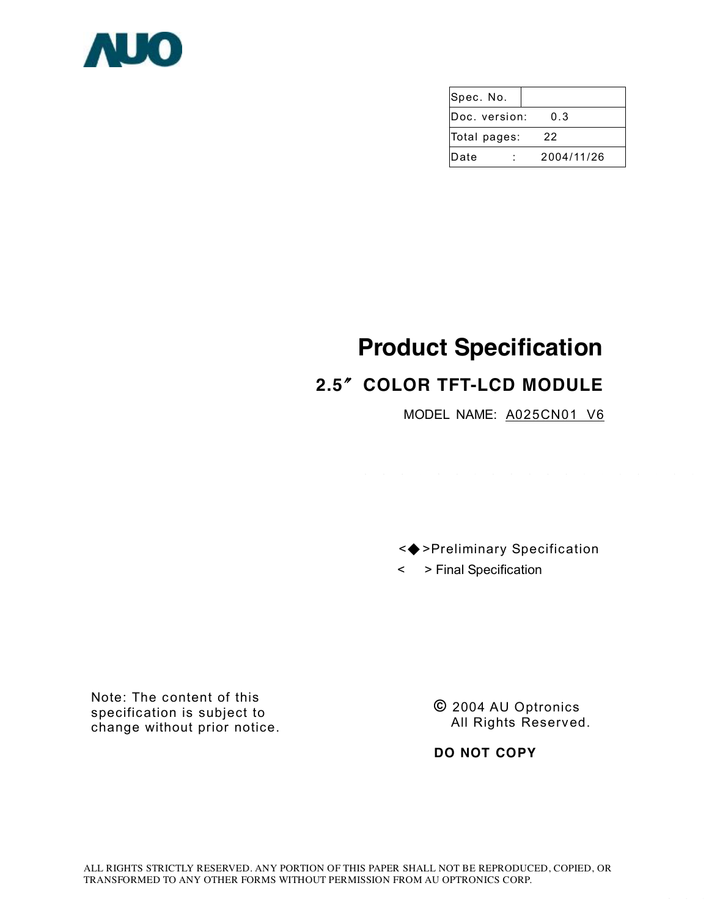AUO

| Spec. No. | |
|---|---|
| Doc. version: | 0.3 |
| Total pages: | 22 |
| Date : | 2004/11/26 |

# Product Specification

## 2.5" COLOR TFT-LCD MODULE

MODEL NAME: A025CN01 V6

<◆>Preliminary Specification

< > Final Specification

Note: The content of this specification is subject to change without prior notice.

© 2004 AU Optronics
All Rights Reserved.

**DO NOT COPY**

ALL RIGHTS STRICTLY RESERVED. ANY PORTION OF THIS PAPER SHALL NOT BE REPRODUCED, COPIED, OR TRANSFORMED TO ANY OTHER FORMS WITHOUT PERMISSION FROM AU OPTRONICS CORP.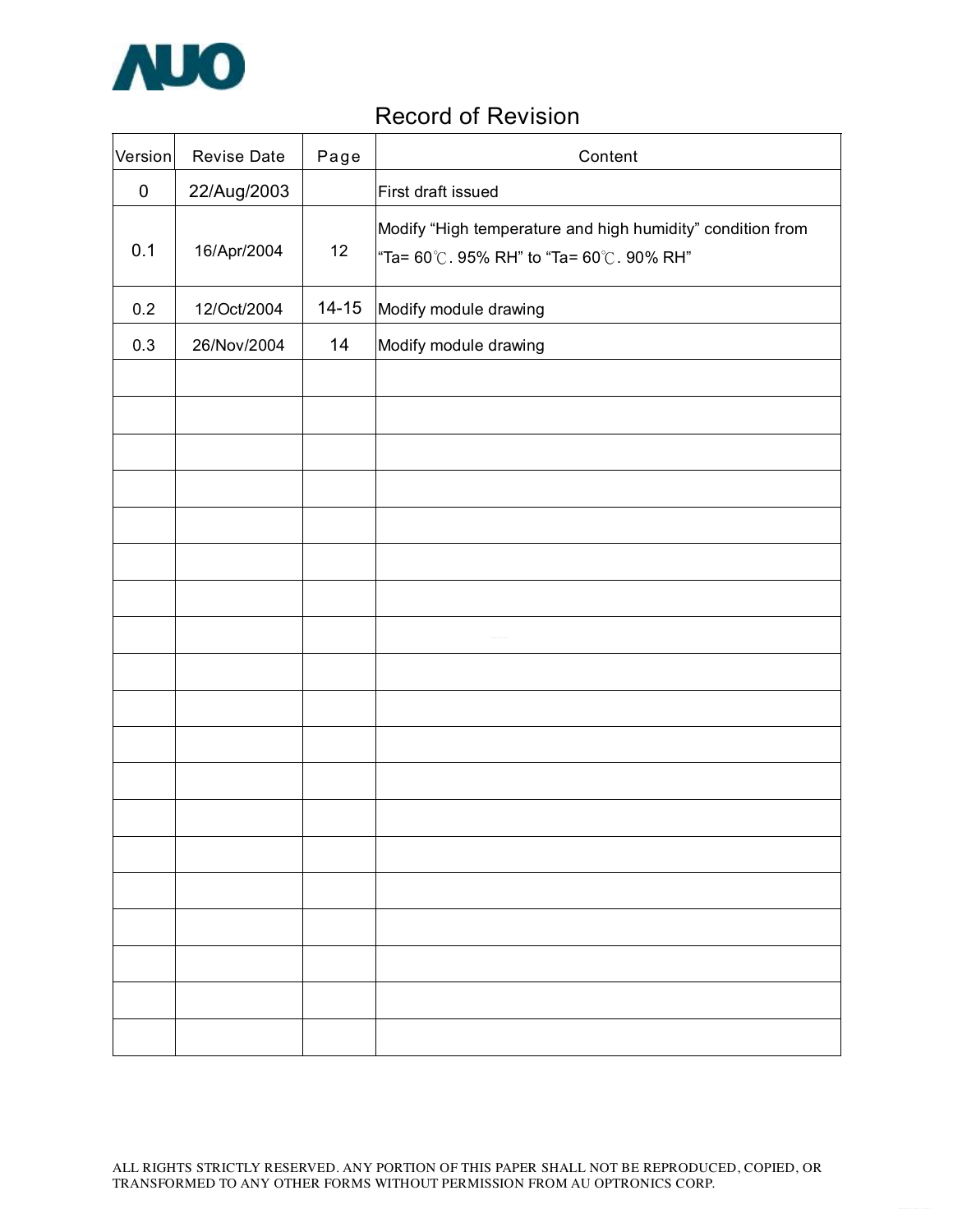# Record of Revision

| Version | Revise Date | Page | Content |
|---|---|---|---|
| 0 | 22/Aug/2003 | | First draft issued |
| 0.1 | 16/Apr/2004 | 12 | Modify “High temperature and high humidity” condition from “Ta= 60℃. 95% RH” to “Ta= 60℃. 90% RH” |
| 0.2 | 12/Oct/2004 | 14-15 | Modify module drawing |
| 0.3 | 26/Nov/2004 | 14 | Modify module drawing |
| | | | |
| | | | |
| | | | |
| | | | |
| | | | |
| | | | |
| | | | |
| | | | |
| | | | |
| | | | |
| | | | |
| | | | |
| | | | |
| | | | |
| | | | |
| | | | |
| | | | |
| | | | |
| | | | |

ALL RIGHTS STRICTLY RESERVED. ANY PORTION OF THIS PAPER SHALL NOT BE REPRODUCED, COPIED, OR TRANSFORMED TO ANY OTHER FORMS WITHOUT PERMISSION FROM AU OPTRONICS CORP.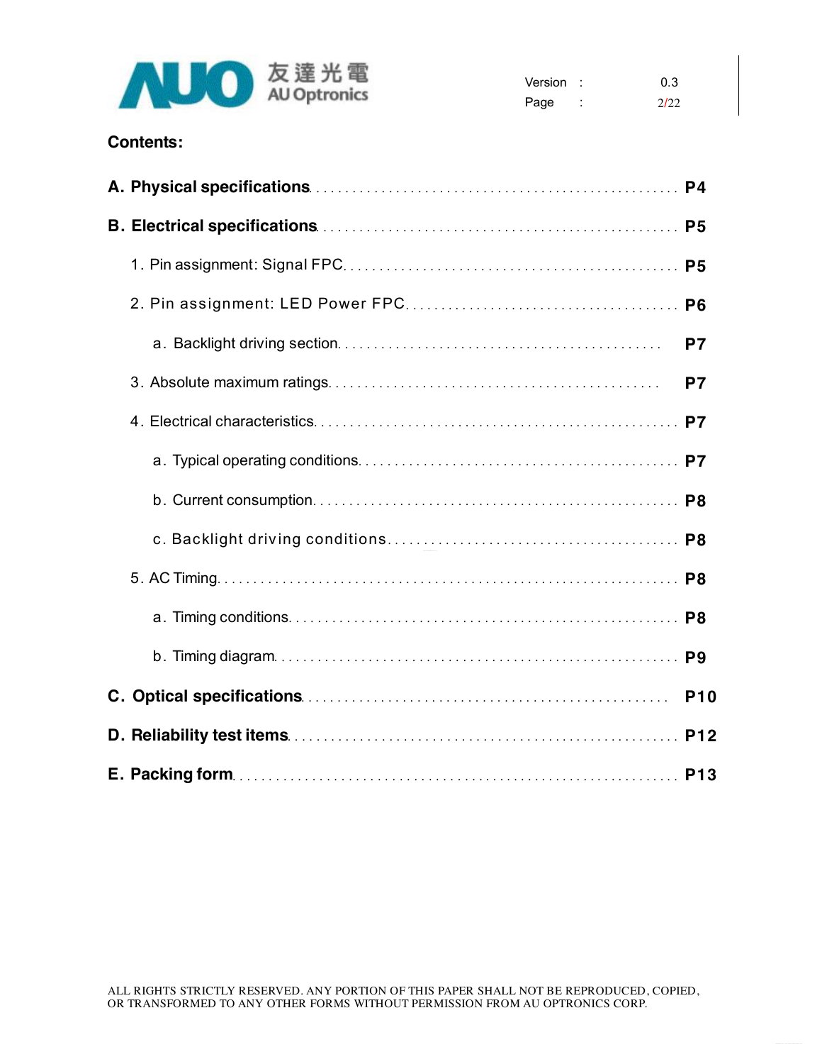**Contents:**

| | |
|---|---|
| **A. Physical specifications** | **P4** |
| **B. Electrical specifications** | **P5** |
| 1. Pin assignment: Signal FPC | **P5** |
| 2. Pin assignment: LED Power FPC | **P6** |
| a. Backlight driving section | **P7** |
| 3. Absolute maximum ratings | **P7** |
| 4. Electrical characteristics | **P7** |
| a. Typical operating conditions | **P7** |
| b. Current consumption | **P8** |
| c. Backlight driving conditions | **P8** |
| 5. AC Timing | **P8** |
| a. Timing conditions | **P8** |
| b. Timing diagram | **P9** |
| **C. Optical specifications** | **P10** |
| **D. Reliability test items** | **P12** |
| **E. Packing form** | **P13** |

ALL RIGHTS STRICTLY RESERVED. ANY PORTION OF THIS PAPER SHALL NOT BE REPRODUCED, COPIED, OR TRANSFORMED TO ANY OTHER FORMS WITHOUT PERMISSION FROM AU OPTRONICS CORP.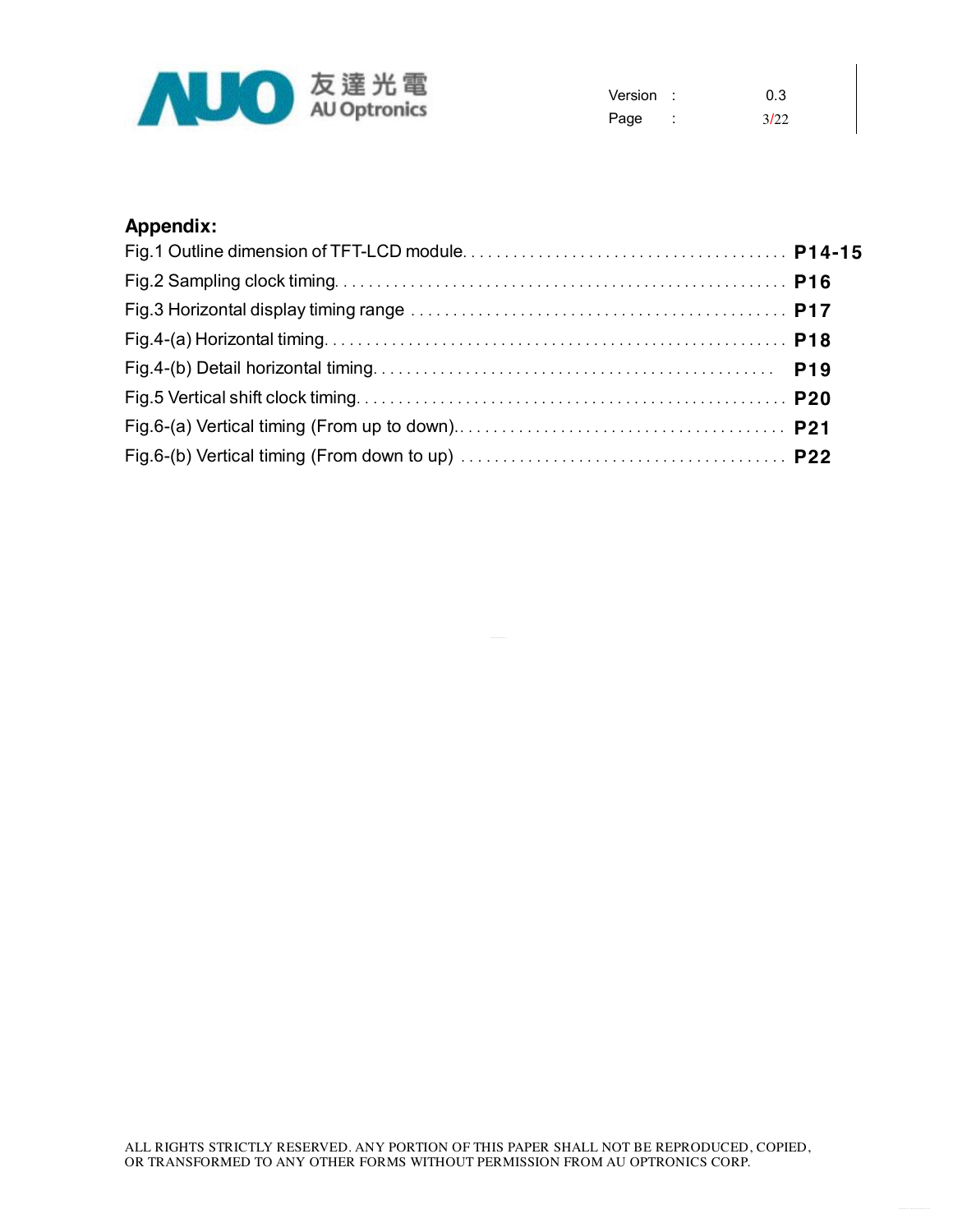## Appendix:

Fig.1 Outline dimension of TFT-LCD module. . . . . . . . . . . . . . . . . . . . . . . . . . . . . . . . . . . . . . **P14-15**

Fig.2 Sampling clock timing. . . . . . . . . . . . . . . . . . . . . . . . . . . . . . . . . . . . . . . . . . . . . . . . . . . . **P16**

Fig.3 Horizontal display timing range . . . . . . . . . . . . . . . . . . . . . . . . . . . . . . . . . . . . . . . . . . . . **P17**

Fig.4-(a) Horizontal timing. . . . . . . . . . . . . . . . . . . . . . . . . . . . . . . . . . . . . . . . . . . . . . . . . . . . . **P18**

Fig.4-(b) Detail horizontal timing. . . . . . . . . . . . . . . . . . . . . . . . . . . . . . . . . . . . . . . . . . . . . . . . **P19**

Fig.5 Vertical shift clock timing. . . . . . . . . . . . . . . . . . . . . . . . . . . . . . . . . . . . . . . . . . . . . . . . . . **P20**

Fig.6-(a) Vertical timing (From up to down). . . . . . . . . . . . . . . . . . . . . . . . . . . . . . . . . . . . . . . . **P21**

Fig.6-(b) Vertical timing (From down to up) . . . . . . . . . . . . . . . . . . . . . . . . . . . . . . . . . . . . . . . **P22**

ALL RIGHTS STRICTLY RESERVED. ANY PORTION OF THIS PAPER SHALL NOT BE REPRODUCED, COPIED, OR TRANSFORMED TO ANY OTHER FORMS WITHOUT PERMISSION FROM AU OPTRONICS CORP.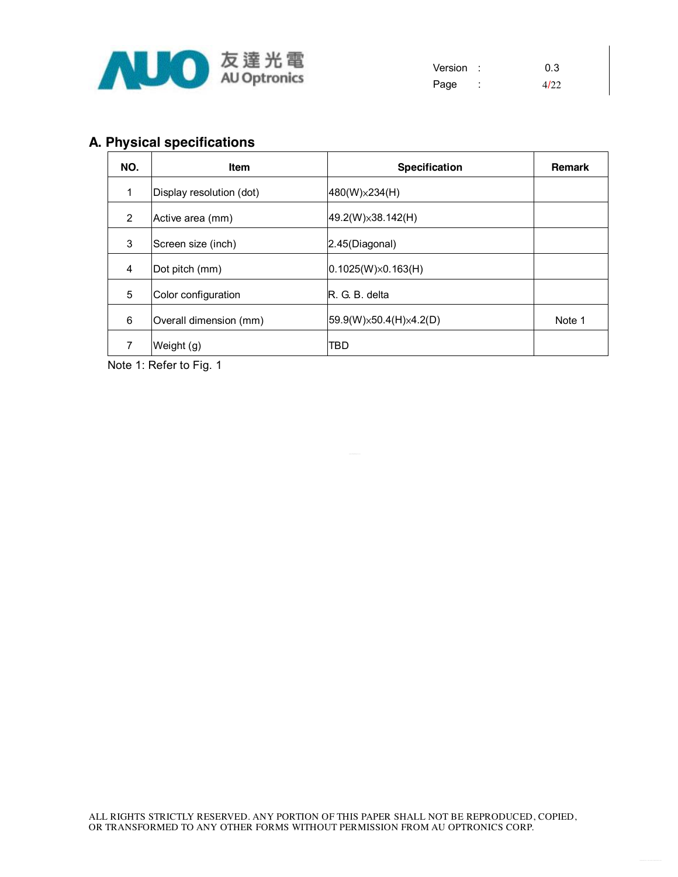## A. Physical specifications

| NO. | Item | Specification | Remark |
|---|---|---|---|
| 1 | Display resolution (dot) | 480(W)×234(H) | |
| 2 | Active area (mm) | 49.2(W)×38.142(H) | |
| 3 | Screen size (inch) | 2.45(Diagonal) | |
| 4 | Dot pitch (mm) | 0.1025(W)×0.163(H) | |
| 5 | Color configuration | R. G. B. delta | |
| 6 | Overall dimension (mm) | 59.9(W)×50.4(H)×4.2(D) | Note 1 |
| 7 | Weight (g) | TBD | |

Note 1: Refer to Fig. 1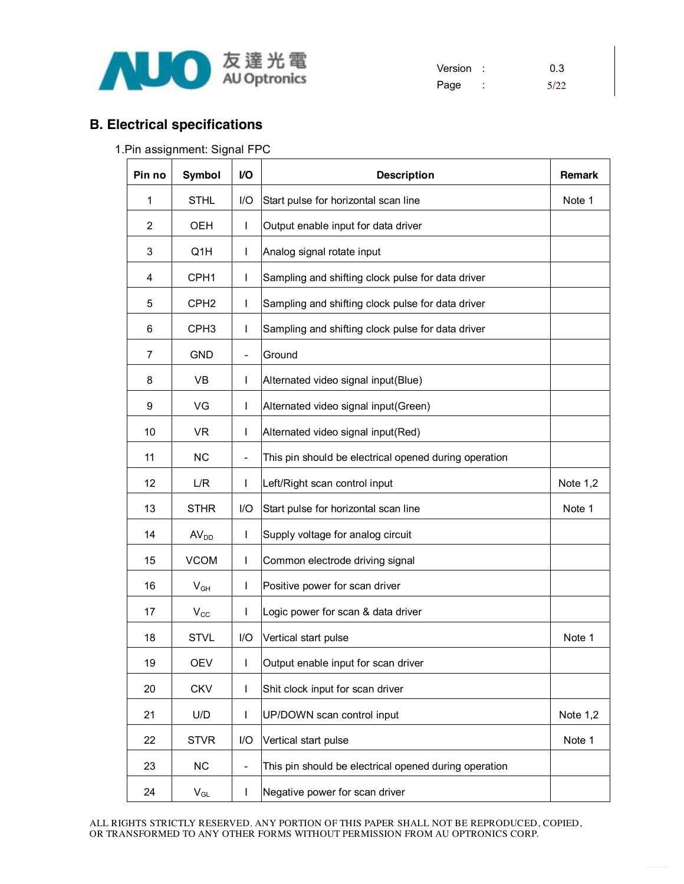## B. Electrical specifications

1.Pin assignment: Signal FPC

| Pin no | Symbol | I/O | Description | Remark |
|---|---|---|---|---|
| 1 | STHL | I/O | Start pulse for horizontal scan line | Note 1 |
| 2 | OEH | I | Output enable input for data driver | |
| 3 | Q1H | I | Analog signal rotate input | |
| 4 | CPH1 | I | Sampling and shifting clock pulse for data driver | |
| 5 | CPH2 | I | Sampling and shifting clock pulse for data driver | |
| 6 | CPH3 | I | Sampling and shifting clock pulse for data driver | |
| 7 | GND | - | Ground | |
| 8 | VB | I | Alternated video signal input(Blue) | |
| 9 | VG | I | Alternated video signal input(Green) | |
| 10 | VR | I | Alternated video signal input(Red) | |
| 11 | NC | - | This pin should be electrical opened during operation | |
| 12 | L/R | I | Left/Right scan control input | Note 1,2 |
| 13 | STHR | I/O | Start pulse for horizontal scan line | Note 1 |
| 14 | $AV_{DD}$ | I | Supply voltage for analog circuit | |
| 15 | VCOM | I | Common electrode driving signal | |
| 16 | $V_{GH}$ | I | Positive power for scan driver | |
| 17 | $V_{CC}$ | I | Logic power for scan & data driver | |
| 18 | STVL | I/O | Vertical start pulse | Note 1 |
| 19 | OEV | I | Output enable input for scan driver | |
| 20 | CKV | I | Shit clock input for scan driver | |
| 21 | U/D | I | UP/DOWN scan control input | Note 1,2 |
| 22 | STVR | I/O | Vertical start pulse | Note 1 |
| 23 | NC | - | This pin should be electrical opened during operation | |
| 24 | $V_{GL}$ | I | Negative power for scan driver | |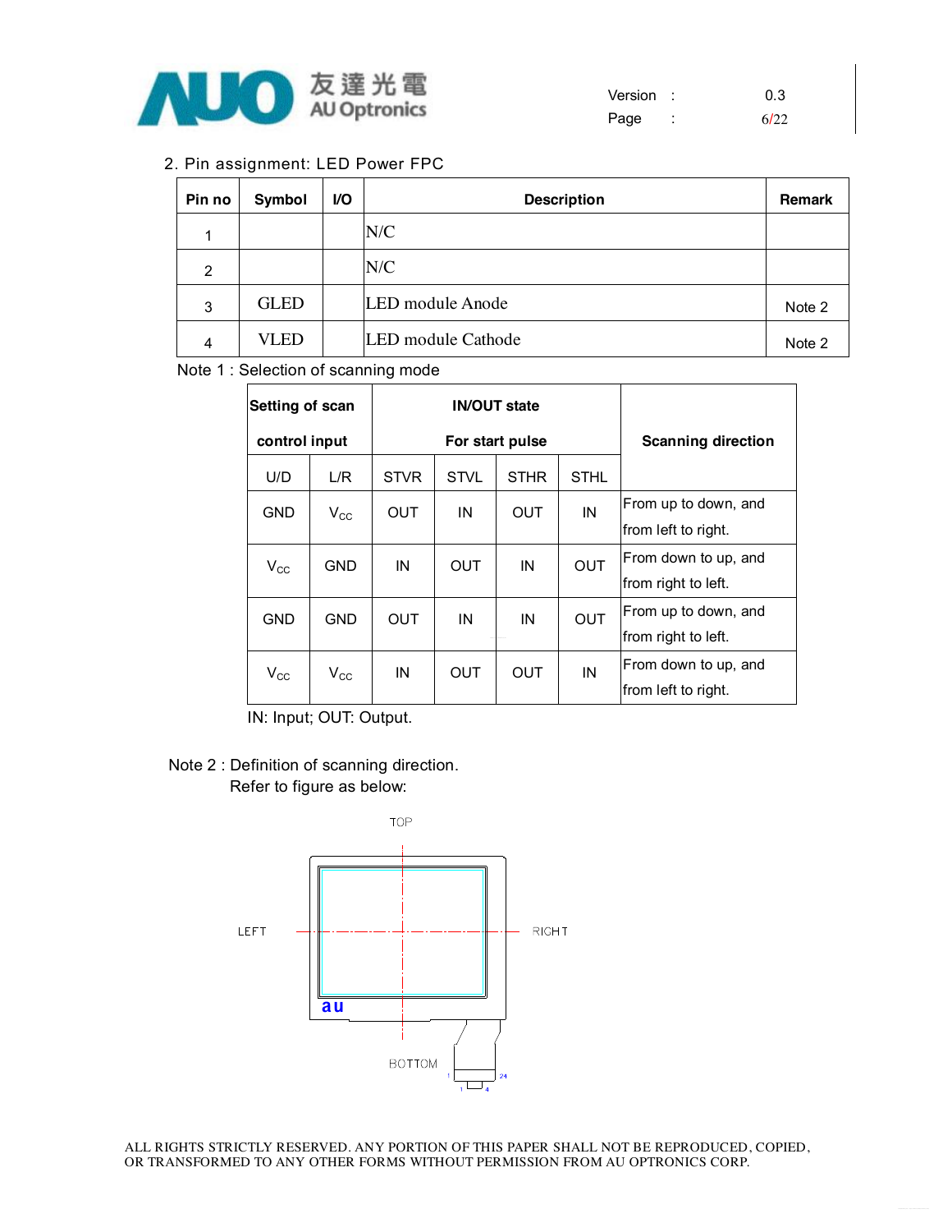2. Pin assignment: LED Power FPC

| Pin no | Symbol | I/O | Description | Remark |
|---|---|---|---|---|
| 1 | | | N/C | |
| 2 | | | N/C | |
| 3 | GLED | | LED module Anode | Note 2 |
| 4 | VLED | | LED module Cathode | Note 2 |

Note 1 : Selection of scanning mode

| Setting of scan control input | | IN/OUT state For start pulse | | | | Scanning direction |
|---|---|---|---|---|---|---|
| U/D | L/R | STVR | STVL | STHR | STHL | |
| GND | $V_{CC}$ | OUT | IN | OUT | IN | From up to down, and from left to right. |
| $V_{CC}$ | GND | IN | OUT | IN | OUT | From down to up, and from right to left. |
| GND | GND | OUT | IN | IN | OUT | From up to down, and from right to left. |
| $V_{CC}$ | $V_{CC}$ | IN | OUT | OUT | IN | From down to up, and from left to right. |

IN: Input; OUT: Output.

Note 2 : Definition of scanning direction.
Refer to figure as below:

TOP

LEFT RIGHT

au

BOTTOM

ALL RIGHTS STRICTLY RESERVED. ANY PORTION OF THIS PAPER SHALL NOT BE REPRODUCED, COPIED, OR TRANSFORMED TO ANY OTHER FORMS WITHOUT PERMISSION FROM AU OPTRONICS CORP.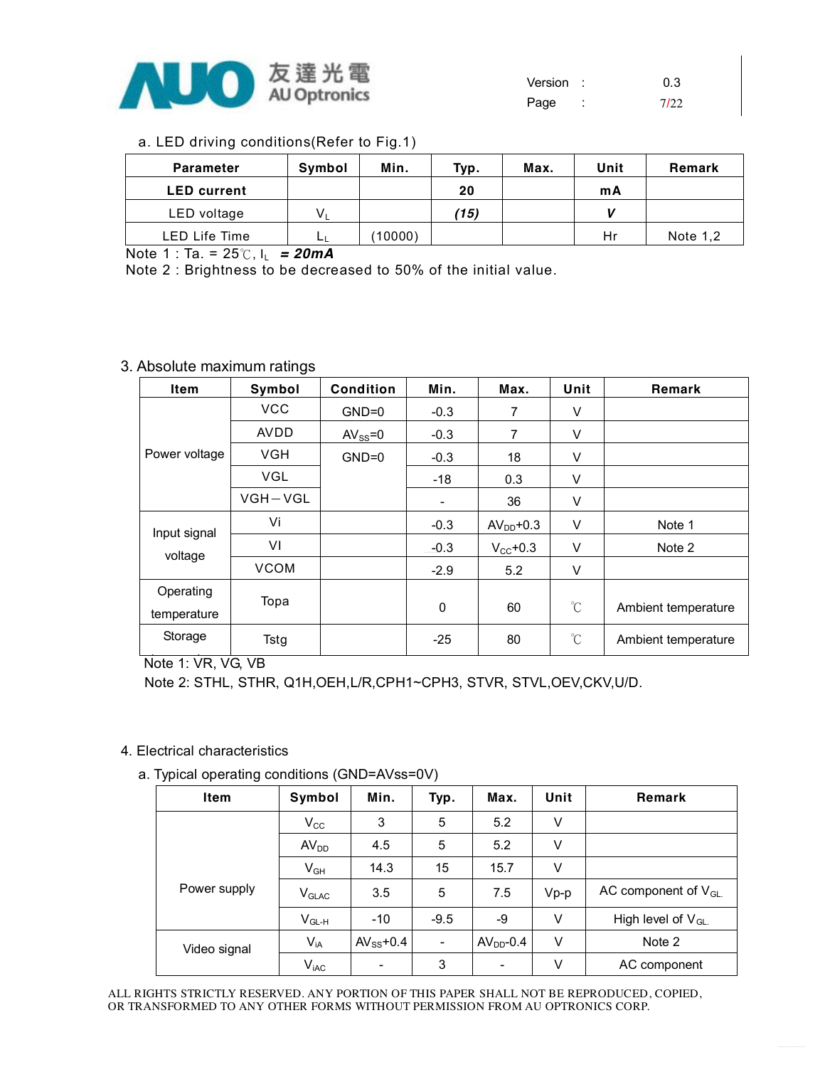a. LED driving conditions(Refer to Fig.1)

| Parameter | Symbol | Min. | Typ. | Max. | Unit | Remark |
|---|---|---|---|---|---|---|
| **LED current** | | | **20** | | **mA** | |
| LED voltage | $V_L$ | | ***(15)*** | | ***V*** | |
| LED Life Time | $L_L$ | (10000) | | | Hr | Note 1,2 |

Note 1 : Ta. = 25℃, $I_L$ ***= 20mA***

Note 2 : Brightness to be decreased to 50% of the initial value.

3. Absolute maximum ratings

| Item | Symbol | Condition | Min. | Max. | Unit | Remark |
|---|---|---|---|---|---|---|
| Power voltage | VCC | GND=0 | -0.3 | 7 | V | |
| | AVDD | $AV_{SS}$=0 | -0.3 | 7 | V | |
| | VGH | GND=0 | -0.3 | 18 | V | |
| | VGL | | -18 | 0.3 | V | |
| | VGH－VGL | | - | 36 | V | |
| Input signal voltage | Vi | | -0.3 | $AV_{DD}$+0.3 | V | Note 1 |
| | VI | | -0.3 | $V_{CC}$+0.3 | V | Note 2 |
| | VCOM | | -2.9 | 5.2 | V | |
| Operating temperature | Topa | | 0 | 60 | ℃ | Ambient temperature |
| Storage | Tstg | | -25 | 80 | ℃ | Ambient temperature |

Note 1: VR, VG, VB

Note 2: STHL, STHR, Q1H,OEH,L/R,CPH1~CPH3, STVR, STVL,OEV,CKV,U/D.

4. Electrical characteristics

a. Typical operating conditions (GND=AVss=0V)

| Item | Symbol | Min. | Typ. | Max. | Unit | Remark |
|---|---|---|---|---|---|---|
| Power supply | $V_{CC}$ | 3 | 5 | 5.2 | V | |
| | $AV_{DD}$ | 4.5 | 5 | 5.2 | V | |
| | $V_{GH}$ | 14.3 | 15 | 15.7 | V | |
| | $V_{GLAC}$ | 3.5 | 5 | 7.5 | Vp-p | AC component of $V_{GL}$ |
| | $V_{GL-H}$ | -10 | -9.5 | -9 | V | High level of $V_{GL}$ |
| Video signal | $V_{iA}$ | $AV_{SS}$+0.4 | - | $AV_{DD}$-0.4 | V | Note 2 |
| | $V_{iAC}$ | - | 3 | - | V | AC component |

ALL RIGHTS STRICTLY RESERVED. ANY PORTION OF THIS PAPER SHALL NOT BE REPRODUCED, COPIED, OR TRANSFORMED TO ANY OTHER FORMS WITHOUT PERMISSION FROM AU OPTRONICS CORP.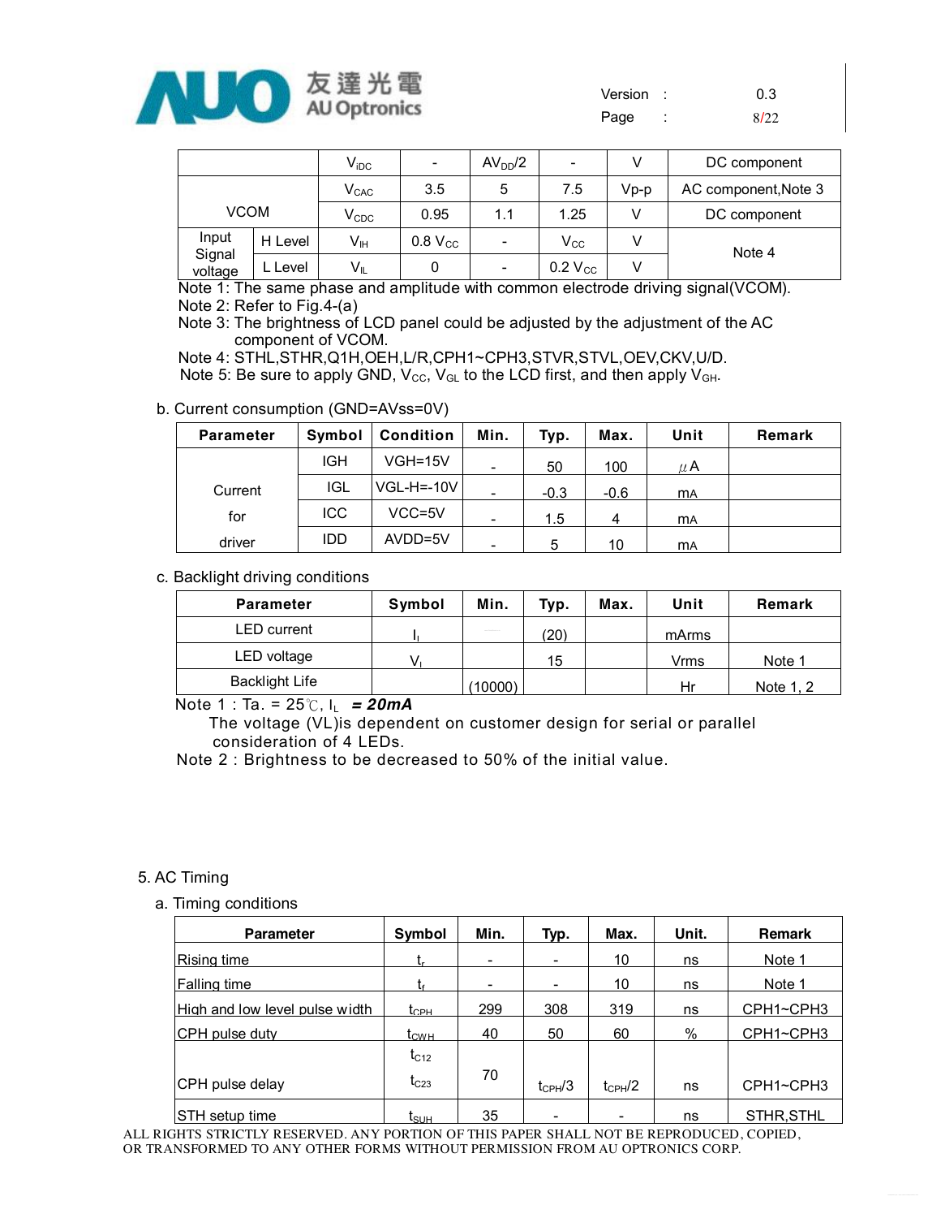| | | Symbol | Min. | Typ. | Max. | Unit | Remark |
|---|---|---|---|---|---|---|---|
| | | $V_{iDC}$ | - | $AV_{DD}/2$ | - | V | DC component |
| VCOM | | $V_{CAC}$ | 3.5 | 5 | 7.5 | Vp-p | AC component,Note 3 |
| | | $V_{CDC}$ | 0.95 | 1.1 | 1.25 | V | DC component |
| Input Signal voltage | H Level | $V_{IH}$ | 0.8 $V_{CC}$ | - | $V_{CC}$ | V | Note 4 |
| | L Level | $V_{IL}$ | 0 | - | 0.2 $V_{CC}$ | V | |

Note 1: The same phase and amplitude with common electrode driving signal(VCOM).
Note 2: Refer to Fig.4-(a)
Note 3: The brightness of LCD panel could be adjusted by the adjustment of the AC component of VCOM.
Note 4: STHL,STHR,Q1H,OEH,L/R,CPH1~CPH3,STVR,STVL,OEV,CKV,U/D.
Note 5: Be sure to apply GND, $V_{CC}$, $V_{GL}$ to the LCD first, and then apply $V_{GH}$.

b. Current consumption (GND=AVss=0V)

| Parameter | Symbol | Condition | Min. | Typ. | Max. | Unit | Remark |
|---|---|---|---|---|---|---|---|
| Current for driver | IGH | VGH=15V | - | 50 | 100 | μA | |
| | IGL | VGL-H=-10V | - | -0.3 | -0.6 | mA | |
| | ICC | VCC=5V | - | 1.5 | 4 | mA | |
| | IDD | AVDD=5V | - | 5 | 10 | mA | |

c. Backlight driving conditions

| Parameter | Symbol | Min. | Typ. | Max. | Unit | Remark |
|---|---|---|---|---|---|---|
| LED current | $I_l$ | | (20) | | mArms | |
| LED voltage | $V_l$ | | 15 | | Vrms | Note 1 |
| Backlight Life | | (10000) | | | Hr | Note 1, 2 |

Note 1 : Ta. = 25℃, $I_L$ ***= 20mA***
The voltage (VL)is dependent on customer design for serial or parallel consideration of 4 LEDs.
Note 2 : Brightness to be decreased to 50% of the initial value.

5. AC Timing

a. Timing conditions

| Parameter | Symbol | Min. | Typ. | Max. | Unit. | Remark |
|---|---|---|---|---|---|---|
| Rising time | $t_r$ | - | - | 10 | ns | Note 1 |
| Falling time | $t_f$ | - | - | 10 | ns | Note 1 |
| High and low level pulse width | $t_{CPH}$ | 299 | 308 | 319 | ns | CPH1~CPH3 |
| CPH pulse duty | $t_{CWH}$ | 40 | 50 | 60 | % | CPH1~CPH3 |
| CPH pulse delay | $t_{C12}$ $t_{C23}$ | 70 | $t_{CPH}/3$ | $t_{CPH}/2$ | ns | CPH1~CPH3 |
| STH setup time | $t_{SUH}$ | 35 | - | - | ns | STHR,STHL |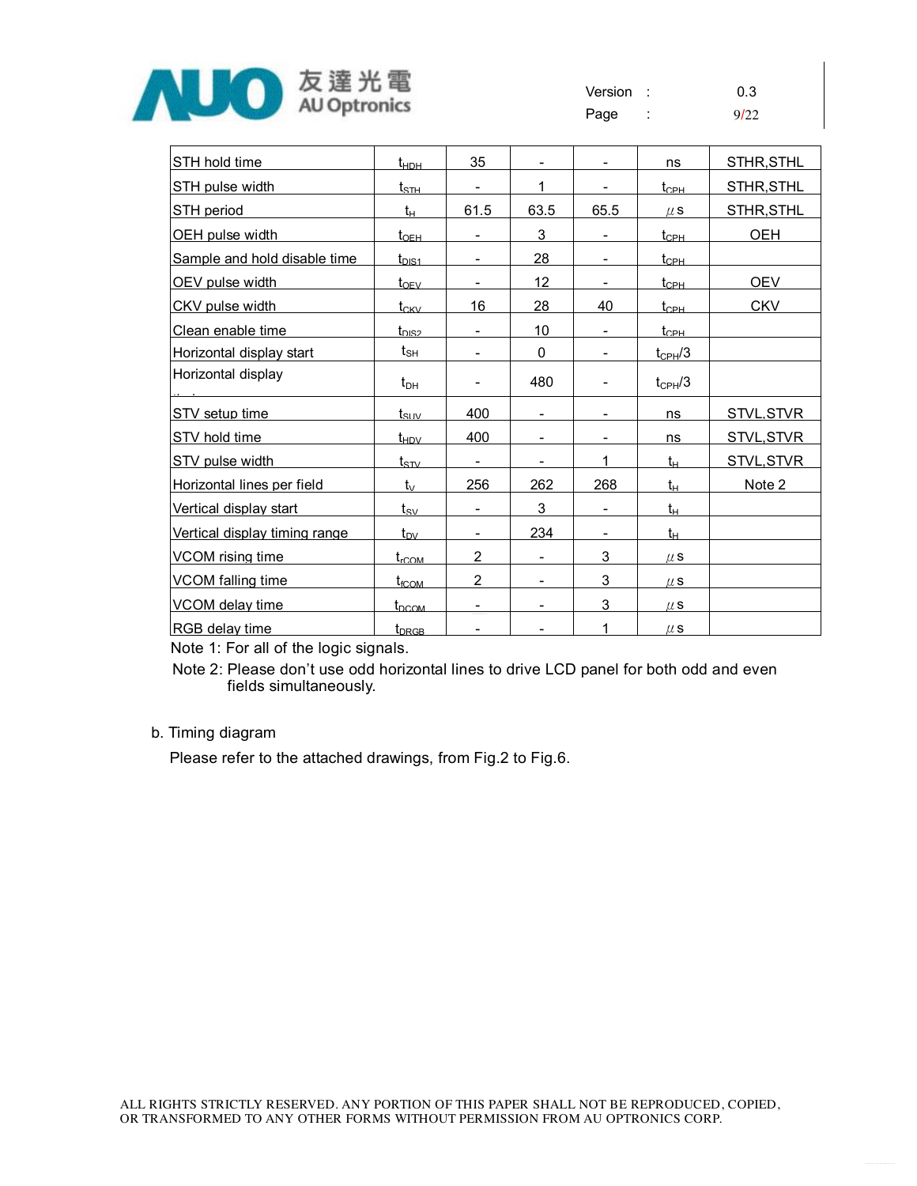| STH hold time | $t_{HDH}$ | 35 | - | - | ns | STHR,STHL |
|---|---|---|---|---|---|---|
| STH pulse width | $t_{STH}$ | - | 1 | - | $t_{CPH}$ | STHR,STHL |
| STH period | $t_H$ | 61.5 | 63.5 | 65.5 | $\mu$s | STHR,STHL |
| OEH pulse width | $t_{OEH}$ | - | 3 | - | $t_{CPH}$ | OEH |
| Sample and hold disable time | $t_{DIS1}$ | - | 28 | - | $t_{CPH}$ | |
| OEV pulse width | $t_{OEV}$ | - | 12 | - | $t_{CPH}$ | OEV |
| CKV pulse width | $t_{CKV}$ | 16 | 28 | 40 | $t_{CPH}$ | CKV |
| Clean enable time | $t_{DIS2}$ | - | 10 | - | $t_{CPH}$ | |
| Horizontal display start | $t_{SH}$ | - | 0 | - | $t_{CPH}/3$ | |
| Horizontal display timing range | $t_{DH}$ | - | 480 | - | $t_{CPH}/3$ | |
| STV setup time | $t_{SUV}$ | 400 | - | - | ns | STVL,STVR |
| STV hold time | $t_{HDV}$ | 400 | - | - | ns | STVL,STVR |
| STV pulse width | $t_{STV}$ | - | - | 1 | $t_H$ | STVL,STVR |
| Horizontal lines per field | $t_V$ | 256 | 262 | 268 | $t_H$ | Note 2 |
| Vertical display start | $t_{SV}$ | - | 3 | - | $t_H$ | |
| Vertical display timing range | $t_{DV}$ | - | 234 | - | $t_H$ | |
| VCOM rising time | $t_{rCOM}$ | 2 | - | 3 | $\mu$s | |
| VCOM falling time | $t_{fCOM}$ | 2 | - | 3 | $\mu$s | |
| VCOM delay time | $t_{DCOM}$ | - | - | 3 | $\mu$s | |
| RGB delay time | $t_{DRGB}$ | - | - | 1 | $\mu$s | |

Note 1: For all of the logic signals.

Note 2: Please don't use odd horizontal lines to drive LCD panel for both odd and even fields simultaneously.

b. Timing diagram

Please refer to the attached drawings, from Fig.2 to Fig.6.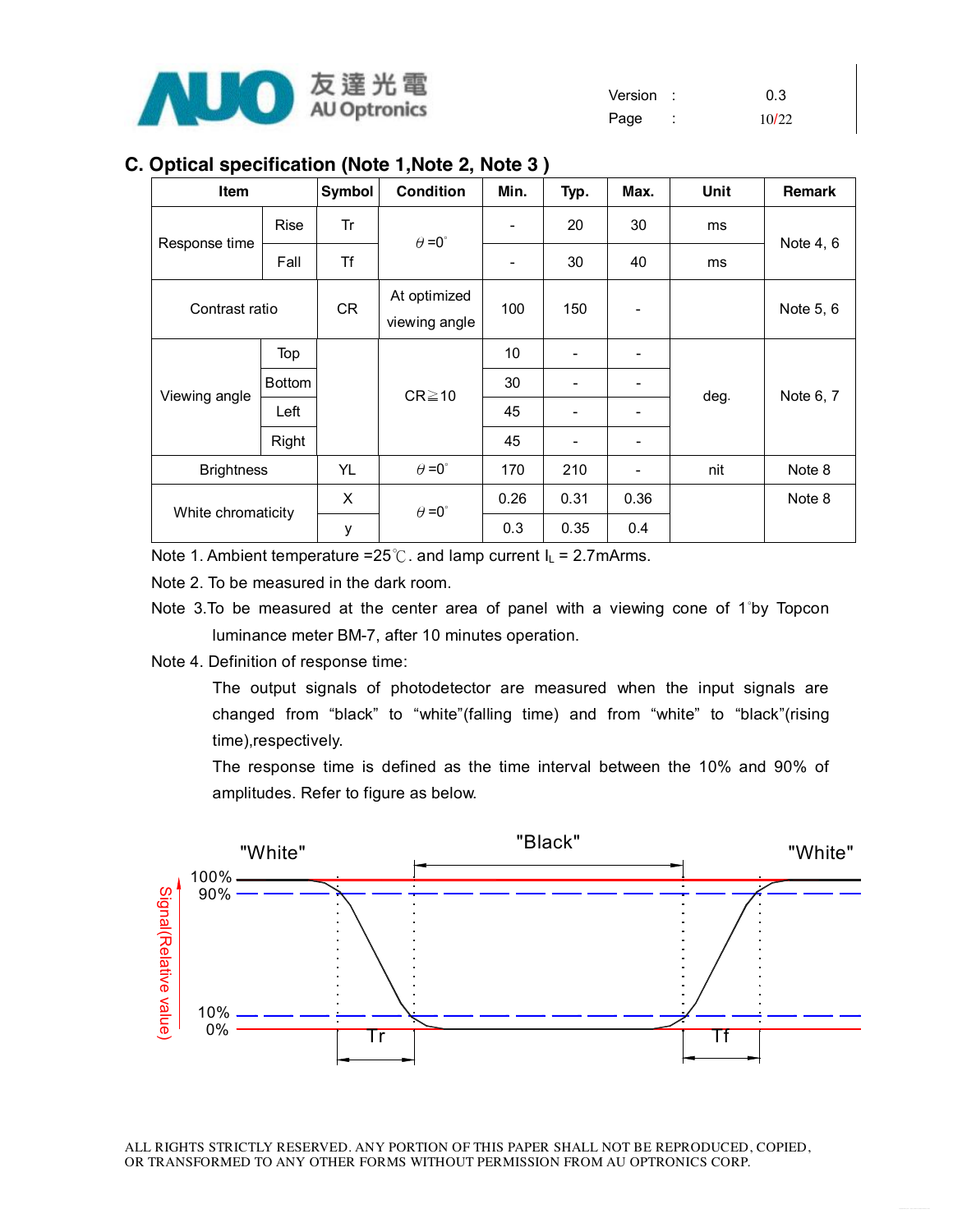## C. Optical specification (Note 1,Note 2, Note 3 )

| Item | | Symbol | Condition | Min. | Typ. | Max. | Unit | Remark |
|---|---|---|---|---|---|---|---|---|
| Response time | Rise | Tr | θ=0° | - | 20 | 30 | ms | Note 4, 6 |
| | Fall | Tf | | - | 30 | 40 | ms | |
| Contrast ratio | | CR | At optimized viewing angle | 100 | 150 | - | | Note 5, 6 |
| Viewing angle | Top | | CR≧10 | 10 | - | - | deg. | Note 6, 7 |
| | Bottom | | | 30 | - | - | | |
| | Left | | | 45 | - | - | | |
| | Right | | | 45 | - | - | | |
| Brightness | | YL | θ=0° | 170 | 210 | - | nit | Note 8 |
| White chromaticity | | X | θ=0° | 0.26 | 0.31 | 0.36 | | Note 8 |
| | | y | | 0.3 | 0.35 | 0.4 | | |

Note 1. Ambient temperature =25℃. and lamp current $I_L$ = 2.7mArms.

Note 2. To be measured in the dark room.

Note 3.To be measured at the center area of panel with a viewing cone of 1°by Topcon luminance meter BM-7, after 10 minutes operation.

Note 4. Definition of response time:

The output signals of photodetector are measured when the input signals are changed from "black" to "white"(falling time) and from "white" to "black"(rising time),respectively.

The response time is defined as the time interval between the 10% and 90% of amplitudes. Refer to figure as below.

"White" "Black" "White"

Signal(Relative value): 100%, 90%, 10%, 0%

Tr Tf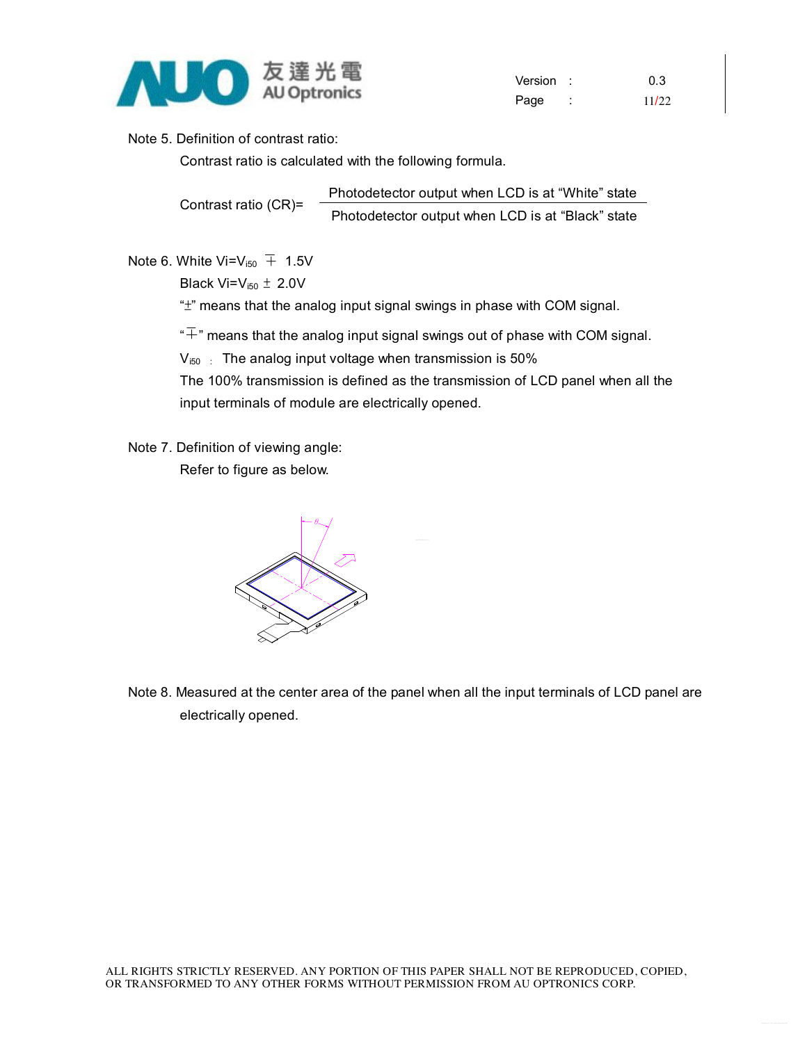Note 5. Definition of contrast ratio:

Contrast ratio is calculated with the following formula.

$$\text{Contrast ratio (CR)} = \frac{\text{Photodetector output when LCD is at "White" state}}{\text{Photodetector output when LCD is at "Black" state}}$$

Note 6. White $V_i = V_{i50} \mp 1.5V$

Black $V_i = V_{i50} \pm 2.0V$

"$\pm$" means that the analog input signal swings in phase with COM signal.

"$\mp$" means that the analog input signal swings out of phase with COM signal.

$V_{i50}$ : The analog input voltage when transmission is 50%

The 100% transmission is defined as the transmission of LCD panel when all the input terminals of module are electrically opened.

Note 7. Definition of viewing angle:

Refer to figure as below.

Note 8. Measured at the center area of the panel when all the input terminals of LCD panel are electrically opened.

ALL RIGHTS STRICTLY RESERVED. ANY PORTION OF THIS PAPER SHALL NOT BE REPRODUCED, COPIED, OR TRANSFORMED TO ANY OTHER FORMS WITHOUT PERMISSION FROM AU OPTRONICS CORP.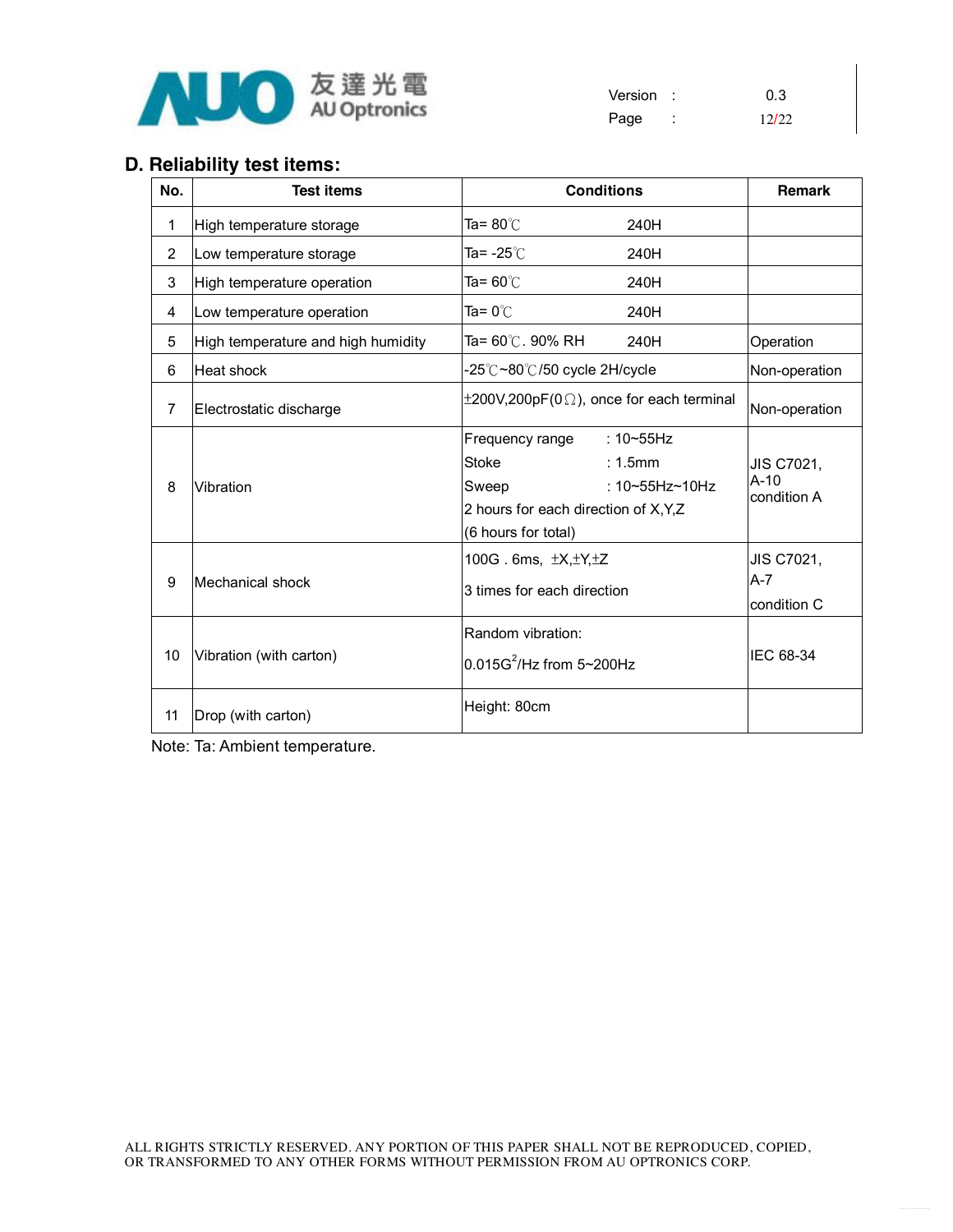## D. Reliability test items:

| No. | Test items | Conditions | Remark |
|---|---|---|---|
| 1 | High temperature storage | Ta= 80℃ 240H | |
| 2 | Low temperature storage | Ta= -25℃ 240H | |
| 3 | High temperature operation | Ta= 60℃ 240H | |
| 4 | Low temperature operation | Ta= 0℃ 240H | |
| 5 | High temperature and high humidity | Ta= 60℃. 90% RH 240H | Operation |
| 6 | Heat shock | -25℃~80℃/50 cycle 2H/cycle | Non-operation |
| 7 | Electrostatic discharge | ±200V,200pF(0Ω), once for each terminal | Non-operation |
| 8 | Vibration | Frequency range : 10~55Hz<br>Stoke : 1.5mm<br>Sweep : 10~55Hz~10Hz<br>2 hours for each direction of X,Y,Z<br>(6 hours for total) | JIS C7021, A-10 condition A |
| 9 | Mechanical shock | 100G . 6ms, ±X,±Y,±Z<br>3 times for each direction | JIS C7021, A-7 condition C |
| 10 | Vibration (with carton) | Random vibration:<br>0.015G$^2$/Hz from 5~200Hz | IEC 68-34 |
| 11 | Drop (with carton) | Height: 80cm | |

Note: Ta: Ambient temperature.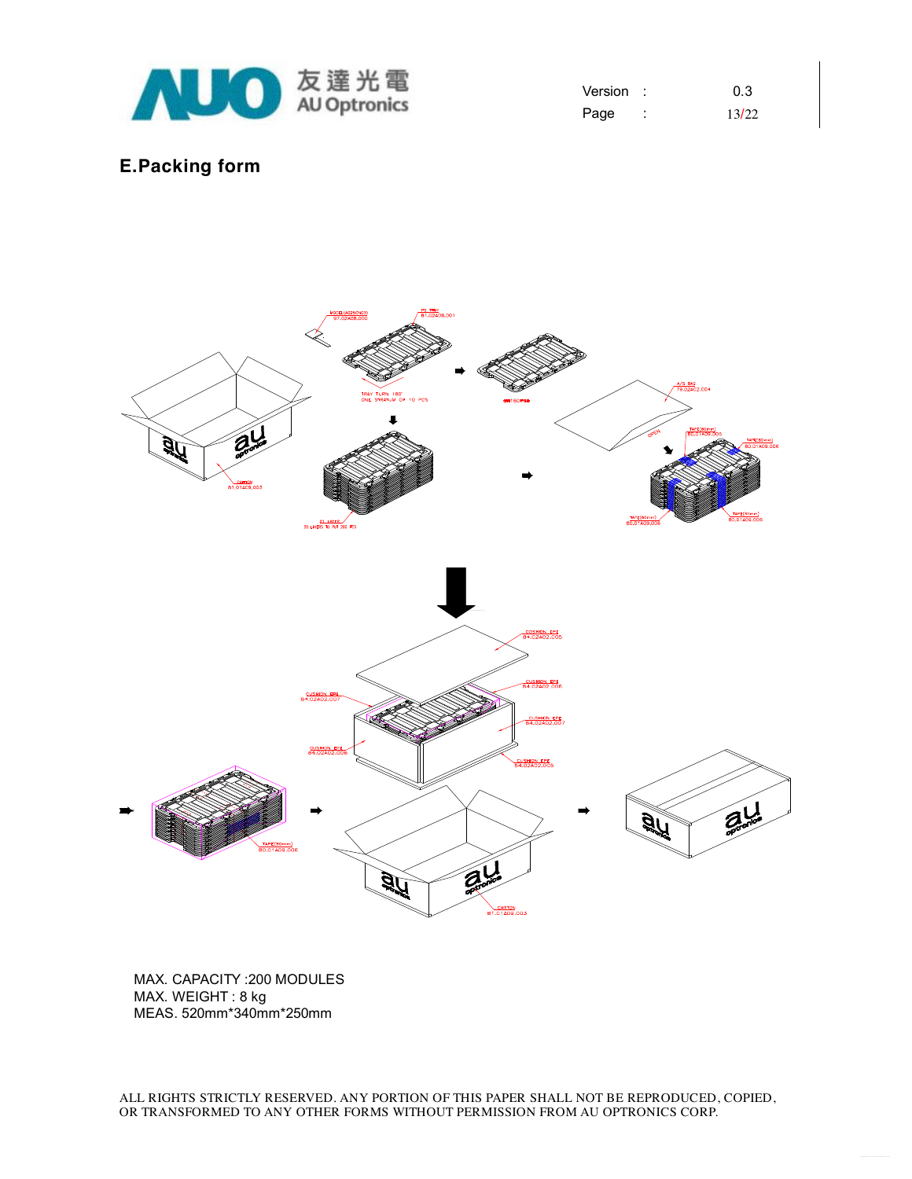## E.Packing form

MAX. CAPACITY :200 MODULES
MAX. WEIGHT : 8 kg
MEAS. 520mm*340mm*250mm

ALL RIGHTS STRICTLY RESERVED. ANY PORTION OF THIS PAPER SHALL NOT BE REPRODUCED, COPIED, OR TRANSFORMED TO ANY OTHER FORMS WITHOUT PERMISSION FROM AU OPTRONICS CORP.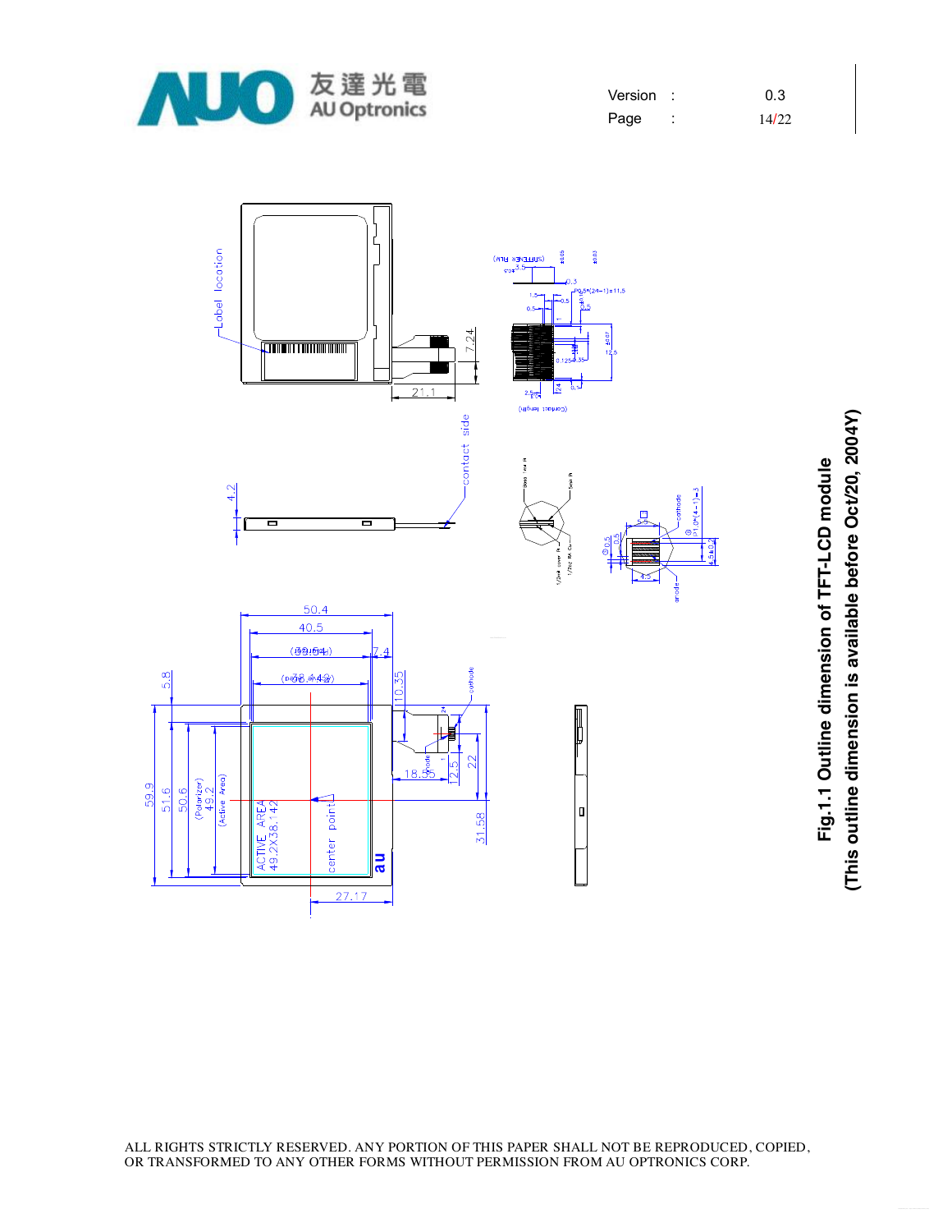**Fig.1.1 Outline dimension of TFT-LCD module**
**(This outline dimension is available before Oct/20, 2004Y)**

ALL RIGHTS STRICTLY RESERVED. ANY PORTION OF THIS PAPER SHALL NOT BE REPRODUCED, COPIED, OR TRANSFORMED TO ANY OTHER FORMS WITHOUT PERMISSION FROM AU OPTRONICS CORP.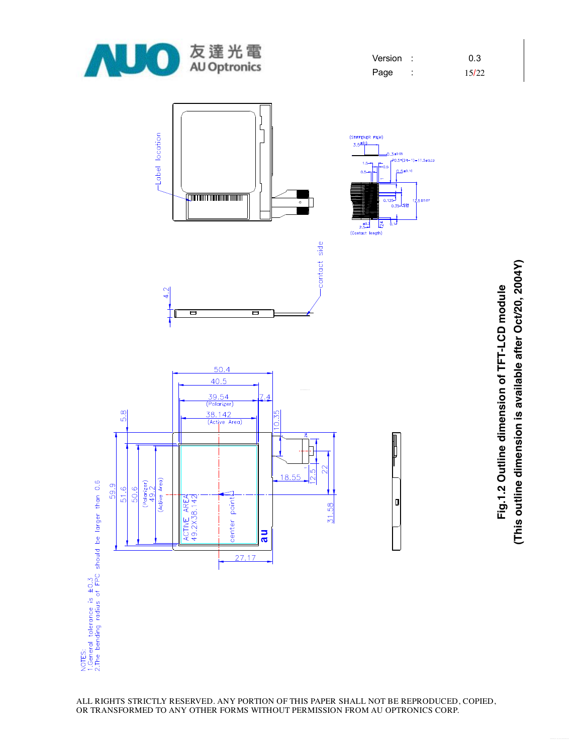Fig.1.2 Outline dimension of TFT-LCD module

(This outline dimension is available after Oct/20, 2004Y)

NOTES:
1.General tolerance is ±0.3
2.The bending radius of FPC should be larger than 0.6

ALL RIGHTS STRICTLY RESERVED. ANY PORTION OF THIS PAPER SHALL NOT BE REPRODUCED, COPIED, OR TRANSFORMED TO ANY OTHER FORMS WITHOUT PERMISSION FROM AU OPTRONICS CORP.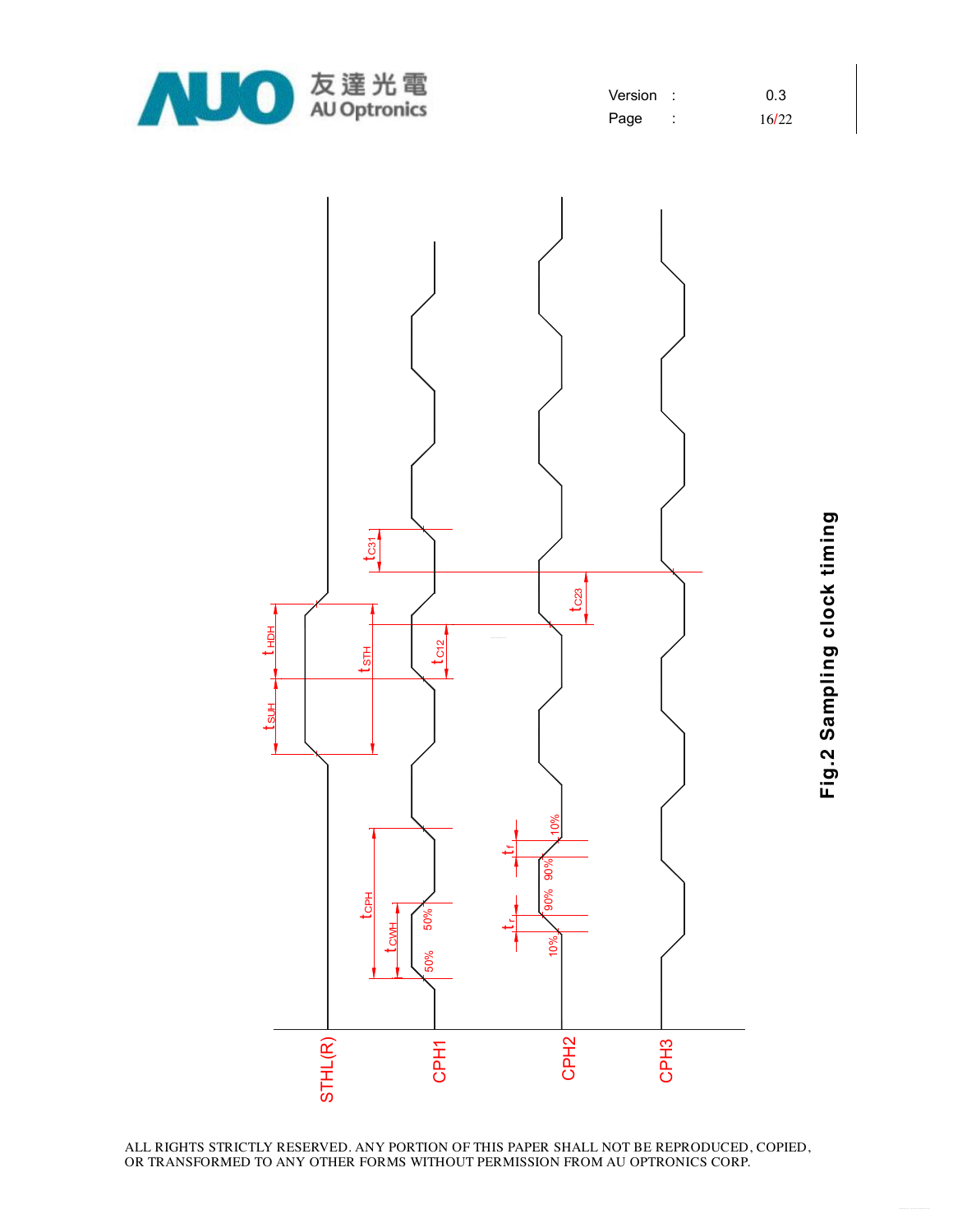**Fig.2 Sampling clock timing**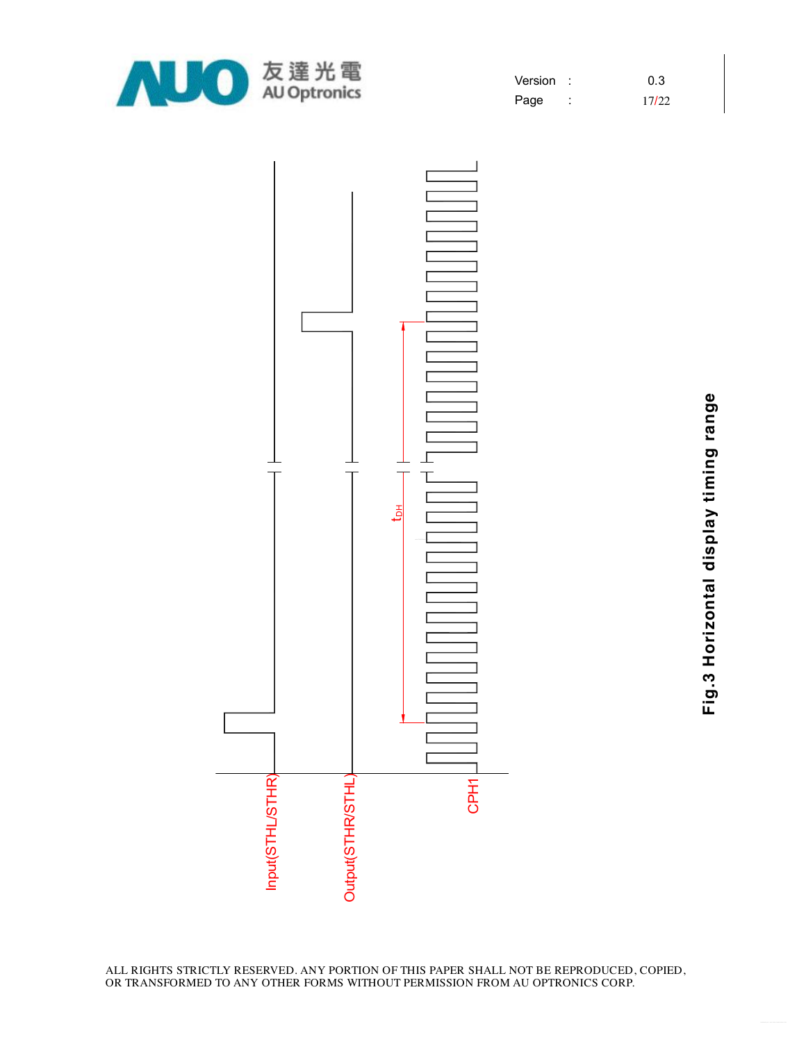Input(STHL/STHR)

Output(STHR/STHL)

CPH1

$t_{DH}$

**Fig.3 Horizontal display timing range**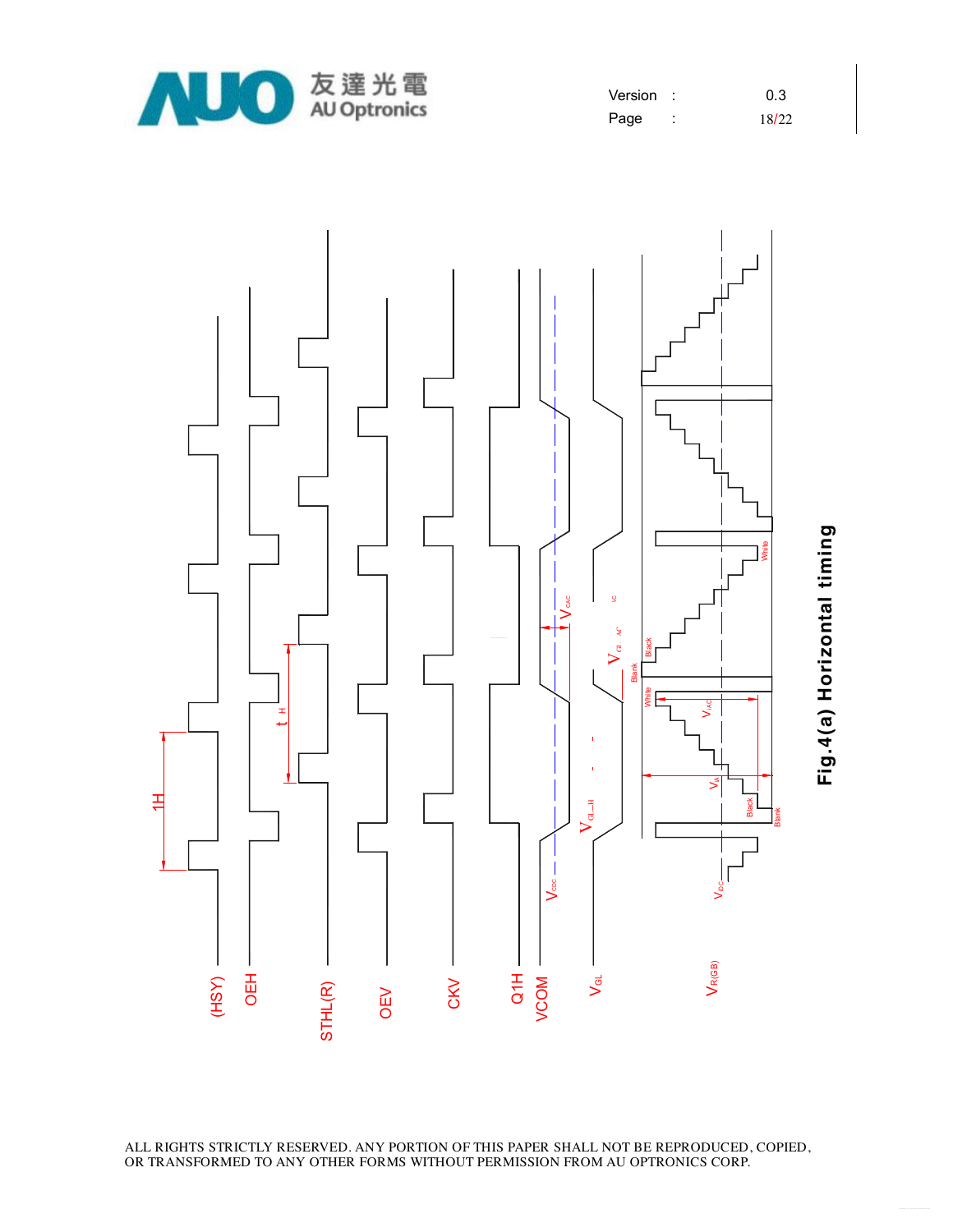Fig.4(a) Horizontal timing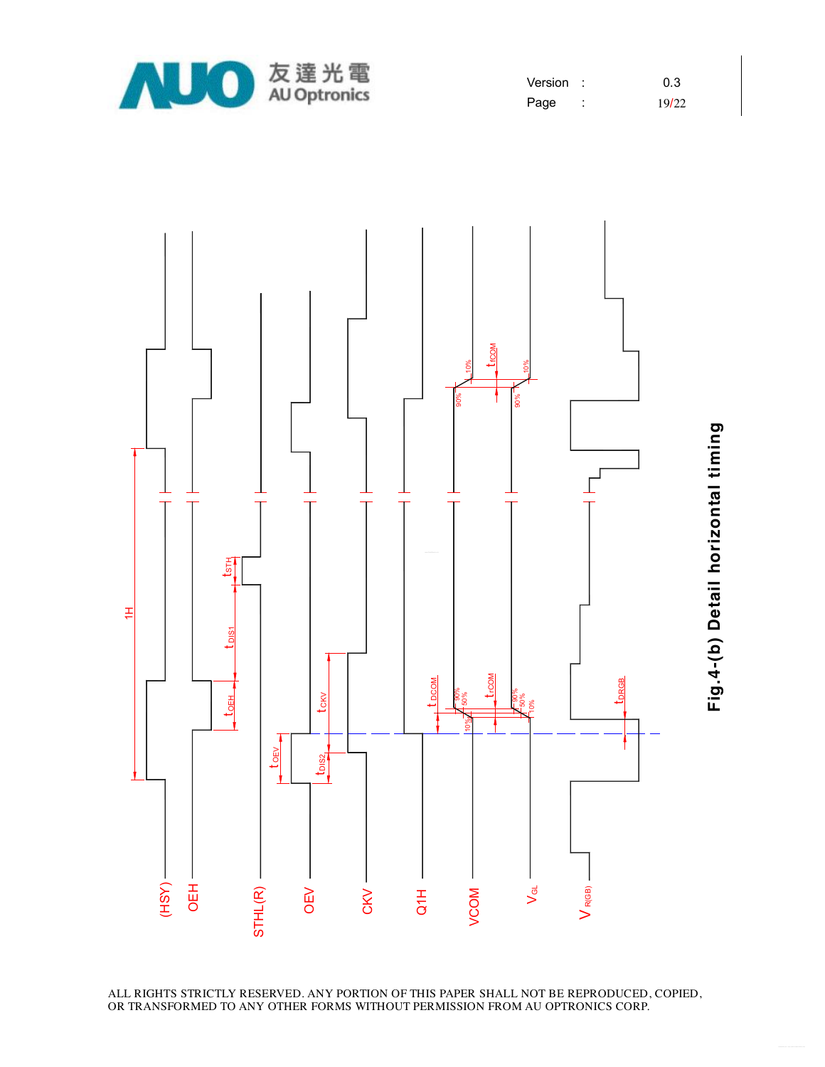Fig.4-(b) Detail horizontal timing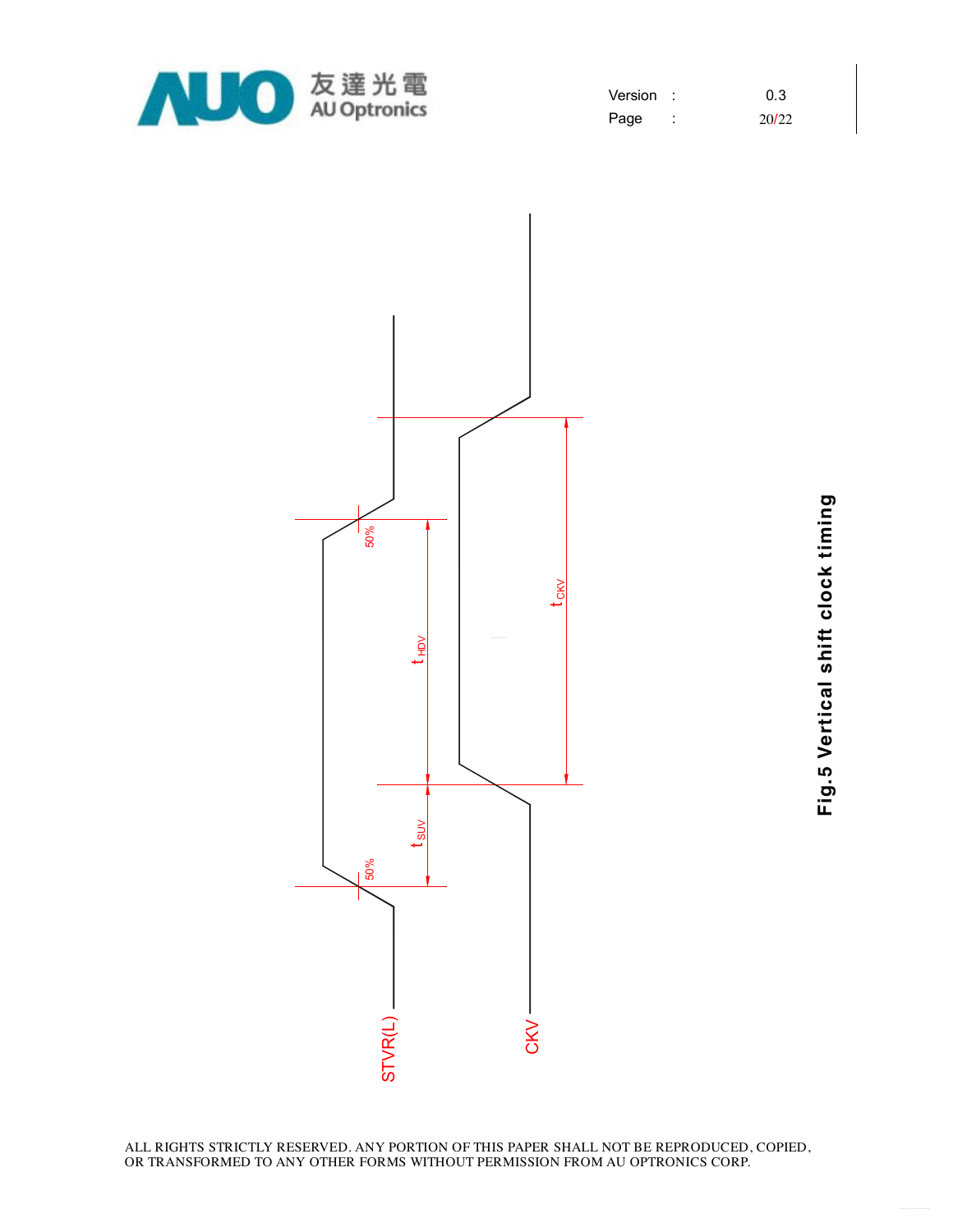STVR(L)

CKV

50%

50%

$t_{SUV}$

$t_{HDV}$

$t_{CKV}$

**Fig.5 Vertical shift clock timing**

ALL RIGHTS STRICTLY RESERVED. ANY PORTION OF THIS PAPER SHALL NOT BE REPRODUCED, COPIED, OR TRANSFORMED TO ANY OTHER FORMS WITHOUT PERMISSION FROM AU OPTRONICS CORP.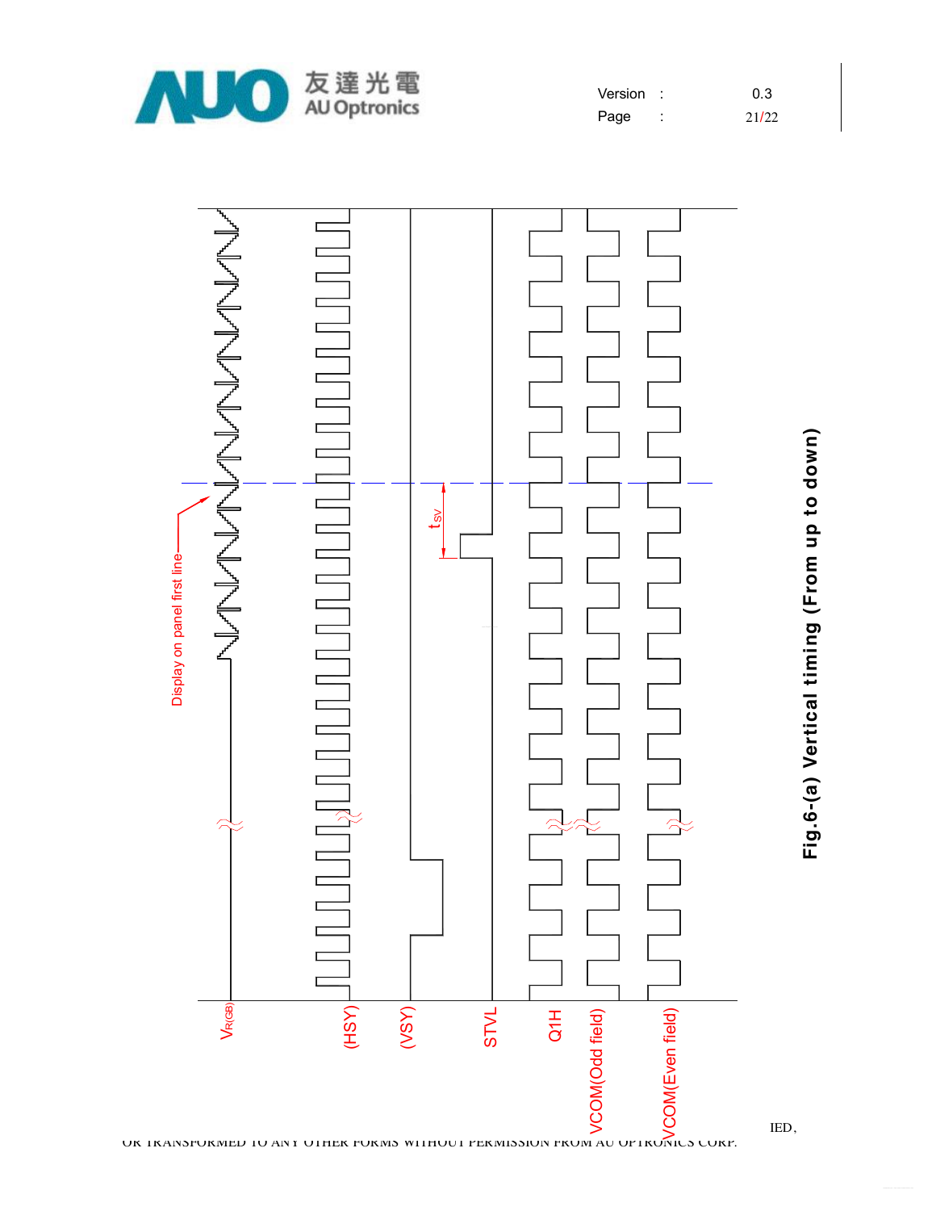Display on panel first line

$t_{SV}$

$V_{R(GB)}$

(HSY)

(VSY)

STVL

Q1H

VCOM(Odd field)

VCOM(Even field)

Fig.6-(a) Vertical timing (From up to down)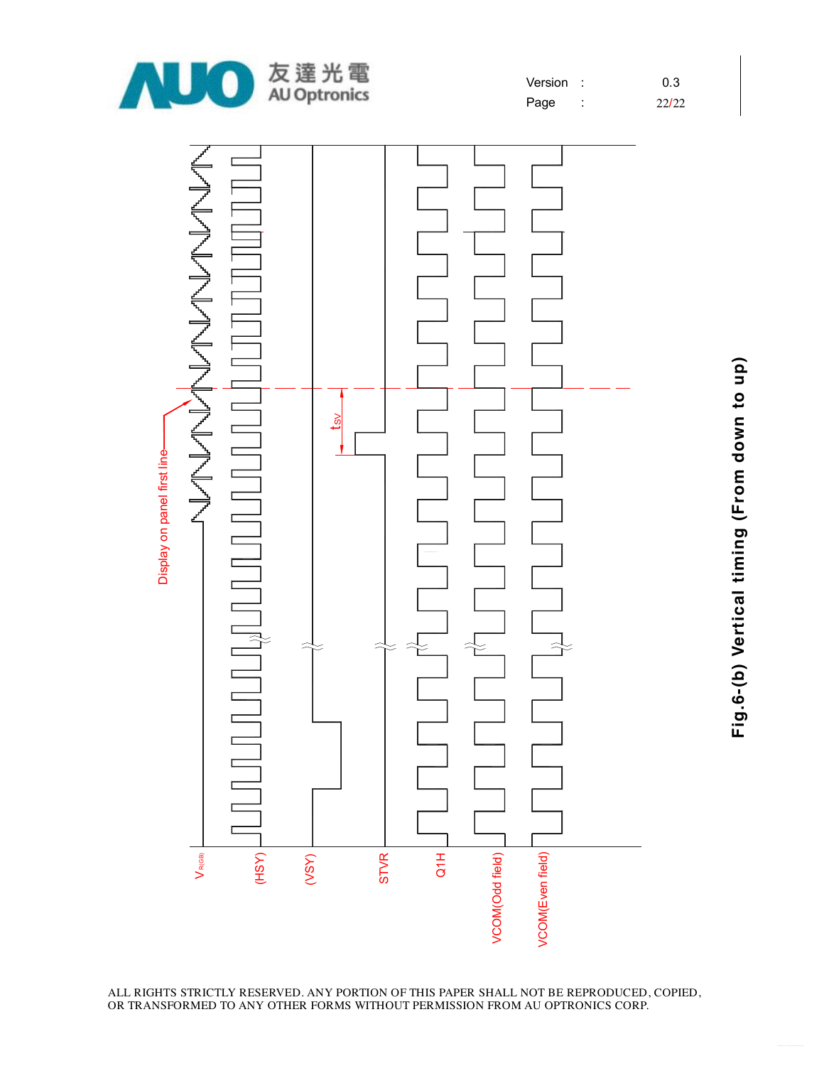Display on panel first line

$t_{SV}$

$V_{R(GB)}$

(HSY)

(VSY)

STVR

Q1H

VCOM(Odd field)

VCOM(Even field)

**Fig.6-(b) Vertical timing (From down to up)**

ALL RIGHTS STRICTLY RESERVED. ANY PORTION OF THIS PAPER SHALL NOT BE REPRODUCED, COPIED, OR TRANSFORMED TO ANY OTHER FORMS WITHOUT PERMISSION FROM AU OPTRONICS CORP.